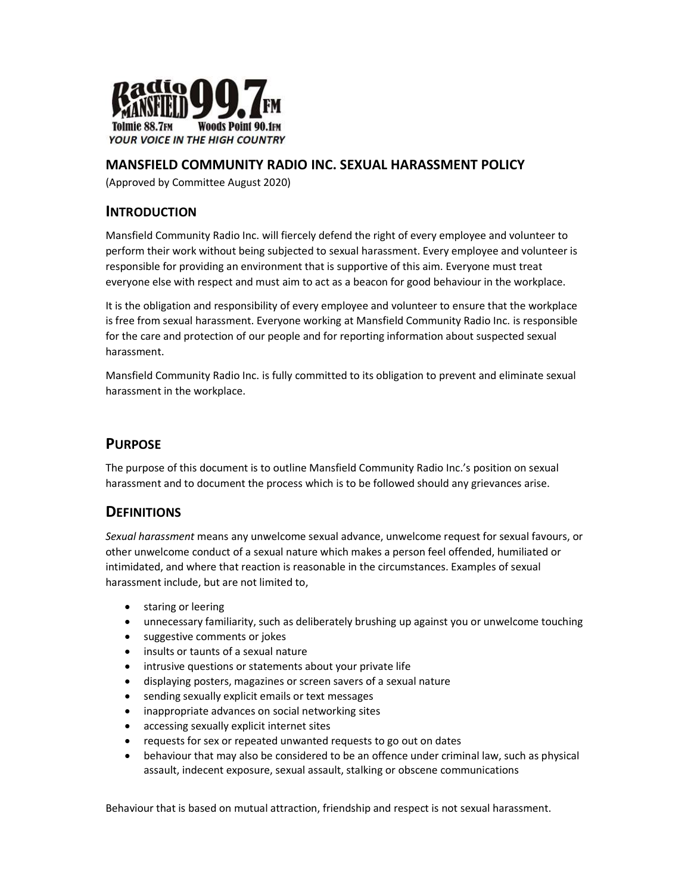Radio Mansfield 99.7FM
Tolmie 88.7FM Woods Point 90.1FM
YOUR VOICE IN THE HIGH COUNTRY

## MANSFIELD COMMUNITY RADIO INC. SEXUAL HARASSMENT POLICY

(Approved by Committee August 2020)

## INTRODUCTION

Mansfield Community Radio Inc. will fiercely defend the right of every employee and volunteer to perform their work without being subjected to sexual harassment. Every employee and volunteer is responsible for providing an environment that is supportive of this aim. Everyone must treat everyone else with respect and must aim to act as a beacon for good behaviour in the workplace.

It is the obligation and responsibility of every employee and volunteer to ensure that the workplace is free from sexual harassment. Everyone working at Mansfield Community Radio Inc. is responsible for the care and protection of our people and for reporting information about suspected sexual harassment.

Mansfield Community Radio Inc. is fully committed to its obligation to prevent and eliminate sexual harassment in the workplace.

## PURPOSE

The purpose of this document is to outline Mansfield Community Radio Inc.'s position on sexual harassment and to document the process which is to be followed should any grievances arise.

## DEFINITIONS

*Sexual harassment* means any unwelcome sexual advance, unwelcome request for sexual favours, or other unwelcome conduct of a sexual nature which makes a person feel offended, humiliated or intimidated, and where that reaction is reasonable in the circumstances. Examples of sexual harassment include, but are not limited to,

- staring or leering
- unnecessary familiarity, such as deliberately brushing up against you or unwelcome touching
- suggestive comments or jokes
- insults or taunts of a sexual nature
- intrusive questions or statements about your private life
- displaying posters, magazines or screen savers of a sexual nature
- sending sexually explicit emails or text messages
- inappropriate advances on social networking sites
- accessing sexually explicit internet sites
- requests for sex or repeated unwanted requests to go out on dates
- behaviour that may also be considered to be an offence under criminal law, such as physical assault, indecent exposure, sexual assault, stalking or obscene communications

Behaviour that is based on mutual attraction, friendship and respect is not sexual harassment.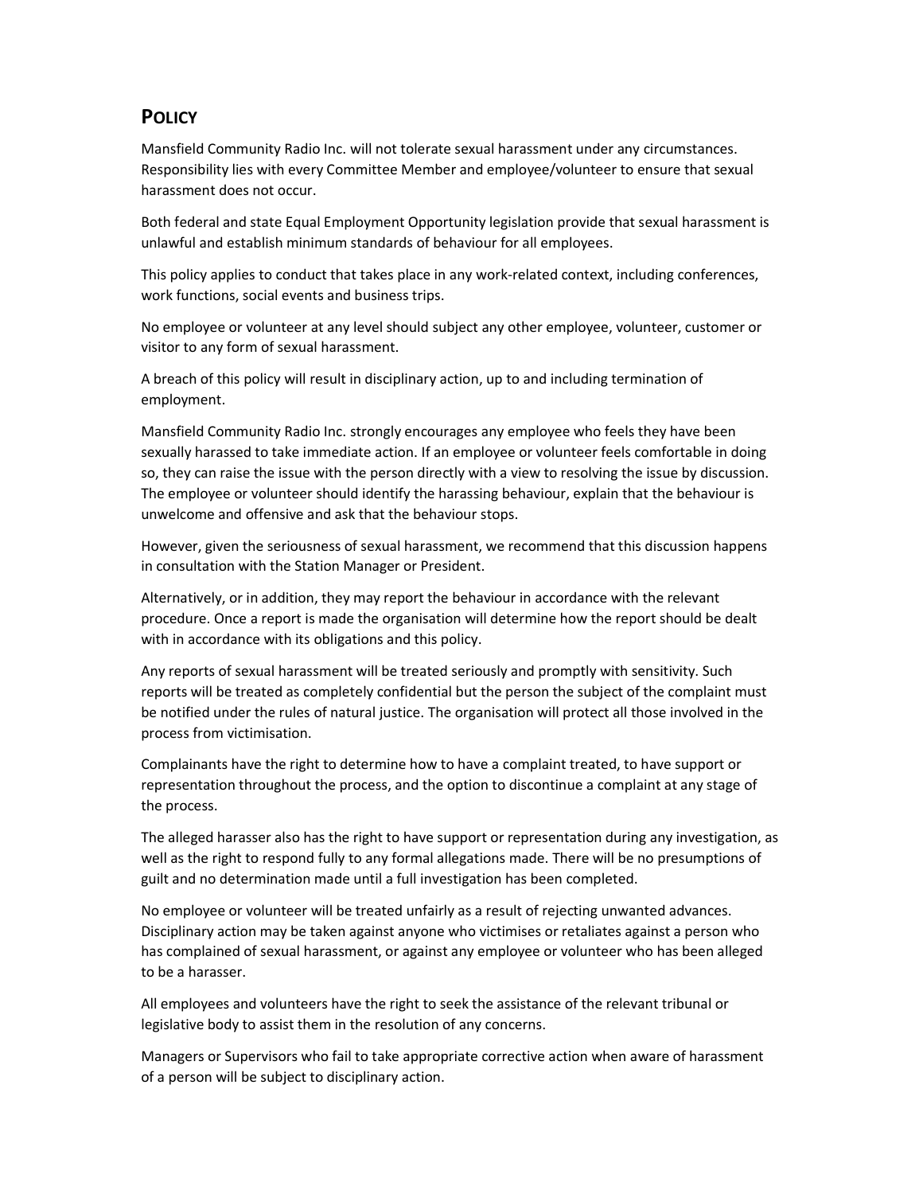## Policy

Mansfield Community Radio Inc. will not tolerate sexual harassment under any circumstances. Responsibility lies with every Committee Member and employee/volunteer to ensure that sexual harassment does not occur.

Both federal and state Equal Employment Opportunity legislation provide that sexual harassment is unlawful and establish minimum standards of behaviour for all employees.

This policy applies to conduct that takes place in any work-related context, including conferences, work functions, social events and business trips.

No employee or volunteer at any level should subject any other employee, volunteer, customer or visitor to any form of sexual harassment.

A breach of this policy will result in disciplinary action, up to and including termination of employment.

Mansfield Community Radio Inc. strongly encourages any employee who feels they have been sexually harassed to take immediate action. If an employee or volunteer feels comfortable in doing so, they can raise the issue with the person directly with a view to resolving the issue by discussion. The employee or volunteer should identify the harassing behaviour, explain that the behaviour is unwelcome and offensive and ask that the behaviour stops.

However, given the seriousness of sexual harassment, we recommend that this discussion happens in consultation with the Station Manager or President.

Alternatively, or in addition, they may report the behaviour in accordance with the relevant procedure. Once a report is made the organisation will determine how the report should be dealt with in accordance with its obligations and this policy.

Any reports of sexual harassment will be treated seriously and promptly with sensitivity. Such reports will be treated as completely confidential but the person the subject of the complaint must be notified under the rules of natural justice. The organisation will protect all those involved in the process from victimisation.

Complainants have the right to determine how to have a complaint treated, to have support or representation throughout the process, and the option to discontinue a complaint at any stage of the process.

The alleged harasser also has the right to have support or representation during any investigation, as well as the right to respond fully to any formal allegations made. There will be no presumptions of guilt and no determination made until a full investigation has been completed.

No employee or volunteer will be treated unfairly as a result of rejecting unwanted advances. Disciplinary action may be taken against anyone who victimises or retaliates against a person who has complained of sexual harassment, or against any employee or volunteer who has been alleged to be a harasser.

All employees and volunteers have the right to seek the assistance of the relevant tribunal or legislative body to assist them in the resolution of any concerns.

Managers or Supervisors who fail to take appropriate corrective action when aware of harassment of a person will be subject to disciplinary action.